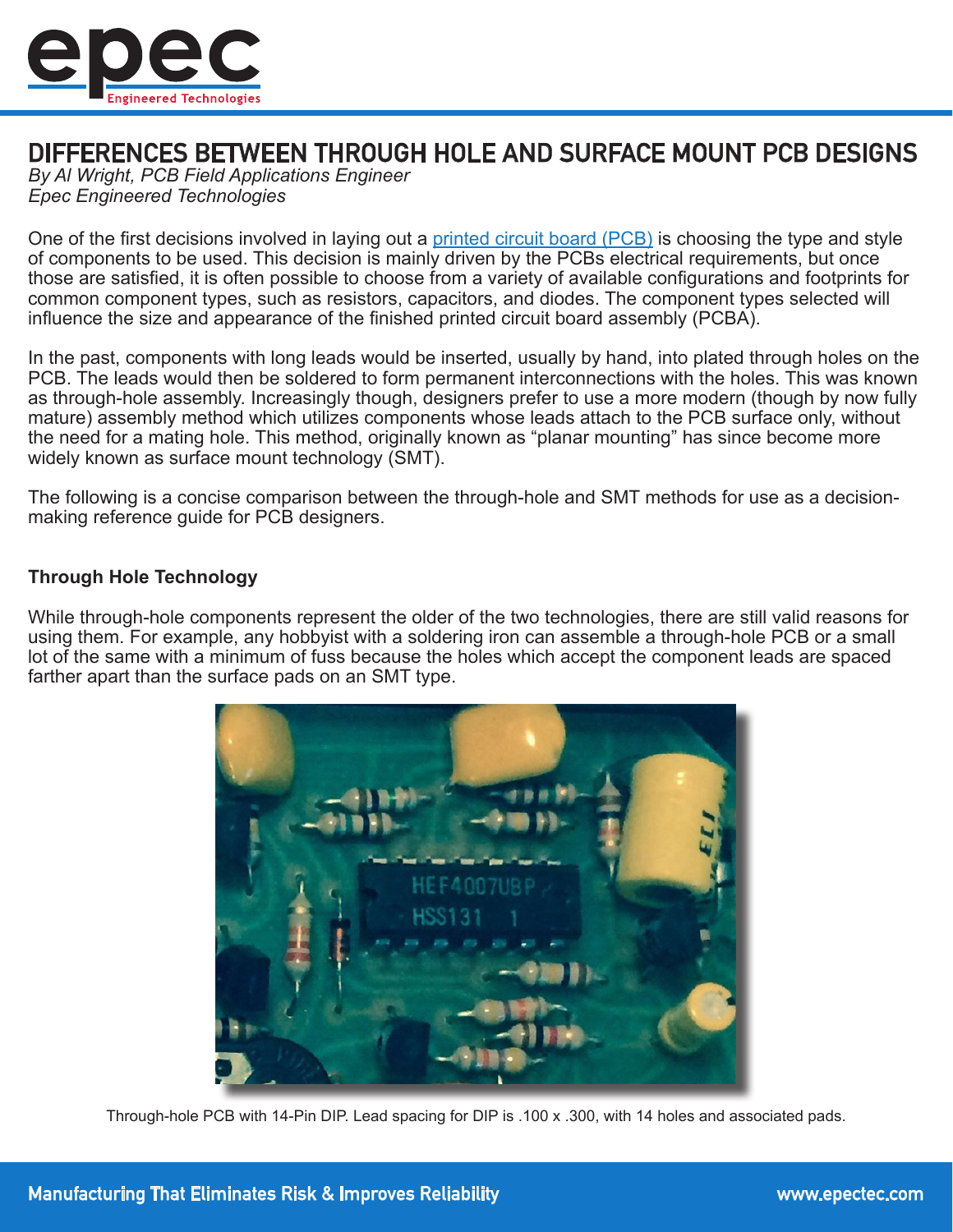# DIFFERENCES BETWEEN THROUGH HOLE AND SURFACE MOUNT PCB DESIGNS

*By Al Wright, PCB Field Applications Engineer*
*Epec Engineered Technologies*

One of the first decisions involved in laying out a [printed circuit board (PCB)] is choosing the type and style of components to be used. This decision is mainly driven by the PCBs electrical requirements, but once those are satisfied, it is often possible to choose from a variety of available configurations and footprints for common component types, such as resistors, capacitors, and diodes. The component types selected will influence the size and appearance of the finished printed circuit board assembly (PCBA).

In the past, components with long leads would be inserted, usually by hand, into plated through holes on the PCB. The leads would then be soldered to form permanent interconnections with the holes. This was known as through-hole assembly. Increasingly though, designers prefer to use a more modern (though by now fully mature) assembly method which utilizes components whose leads attach to the PCB surface only, without the need for a mating hole. This method, originally known as "planar mounting" has since become more widely known as surface mount technology (SMT).

The following is a concise comparison between the through-hole and SMT methods for use as a decision-making reference guide for PCB designers.

### Through Hole Technology

While through-hole components represent the older of the two technologies, there are still valid reasons for using them. For example, any hobbyist with a soldering iron can assemble a through-hole PCB or a small lot of the same with a minimum of fuss because the holes which accept the component leads are spaced farther apart than the surface pads on an SMT type.

Through-hole PCB with 14-Pin DIP. Lead spacing for DIP is .100 x .300, with 14 holes and associated pads.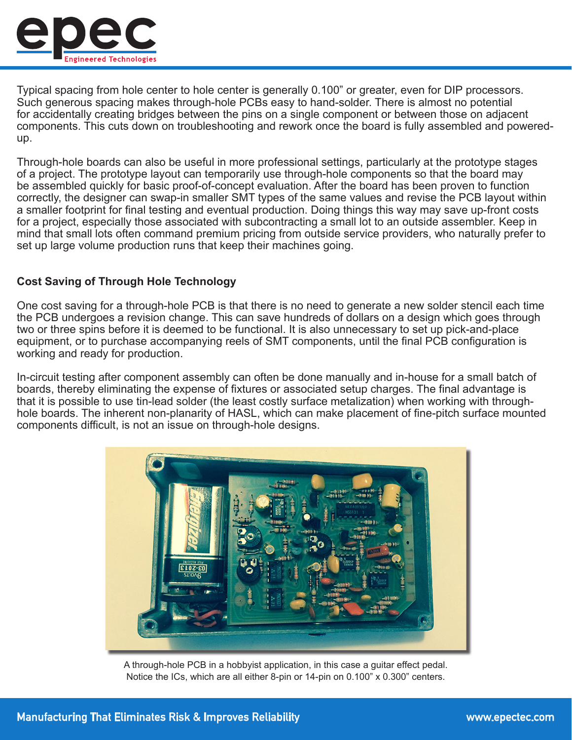Typical spacing from hole center to hole center is generally 0.100" or greater, even for DIP processors. Such generous spacing makes through-hole PCBs easy to hand-solder. There is almost no potential for accidentally creating bridges between the pins on a single component or between those on adjacent components. This cuts down on troubleshooting and rework once the board is fully assembled and powered-up.

Through-hole boards can also be useful in more professional settings, particularly at the prototype stages of a project. The prototype layout can temporarily use through-hole components so that the board may be assembled quickly for basic proof-of-concept evaluation. After the board has been proven to function correctly, the designer can swap-in smaller SMT types of the same values and revise the PCB layout within a smaller footprint for final testing and eventual production. Doing things this way may save up-front costs for a project, especially those associated with subcontracting a small lot to an outside assembler. Keep in mind that small lots often command premium pricing from outside service providers, who naturally prefer to set up large volume production runs that keep their machines going.

### Cost Saving of Through Hole Technology

One cost saving for a through-hole PCB is that there is no need to generate a new solder stencil each time the PCB undergoes a revision change. This can save hundreds of dollars on a design which goes through two or three spins before it is deemed to be functional. It is also unnecessary to set up pick-and-place equipment, or to purchase accompanying reels of SMT components, until the final PCB configuration is working and ready for production.

In-circuit testing after component assembly can often be done manually and in-house for a small batch of boards, thereby eliminating the expense of fixtures or associated setup charges. The final advantage is that it is possible to use tin-lead solder (the least costly surface metalization) when working with through-hole boards. The inherent non-planarity of HASL, which can make placement of fine-pitch surface mounted components difficult, is not an issue on through-hole designs.

A through-hole PCB in a hobbyist application, in this case a guitar effect pedal. Notice the ICs, which are all either 8-pin or 14-pin on 0.100" x 0.300" centers.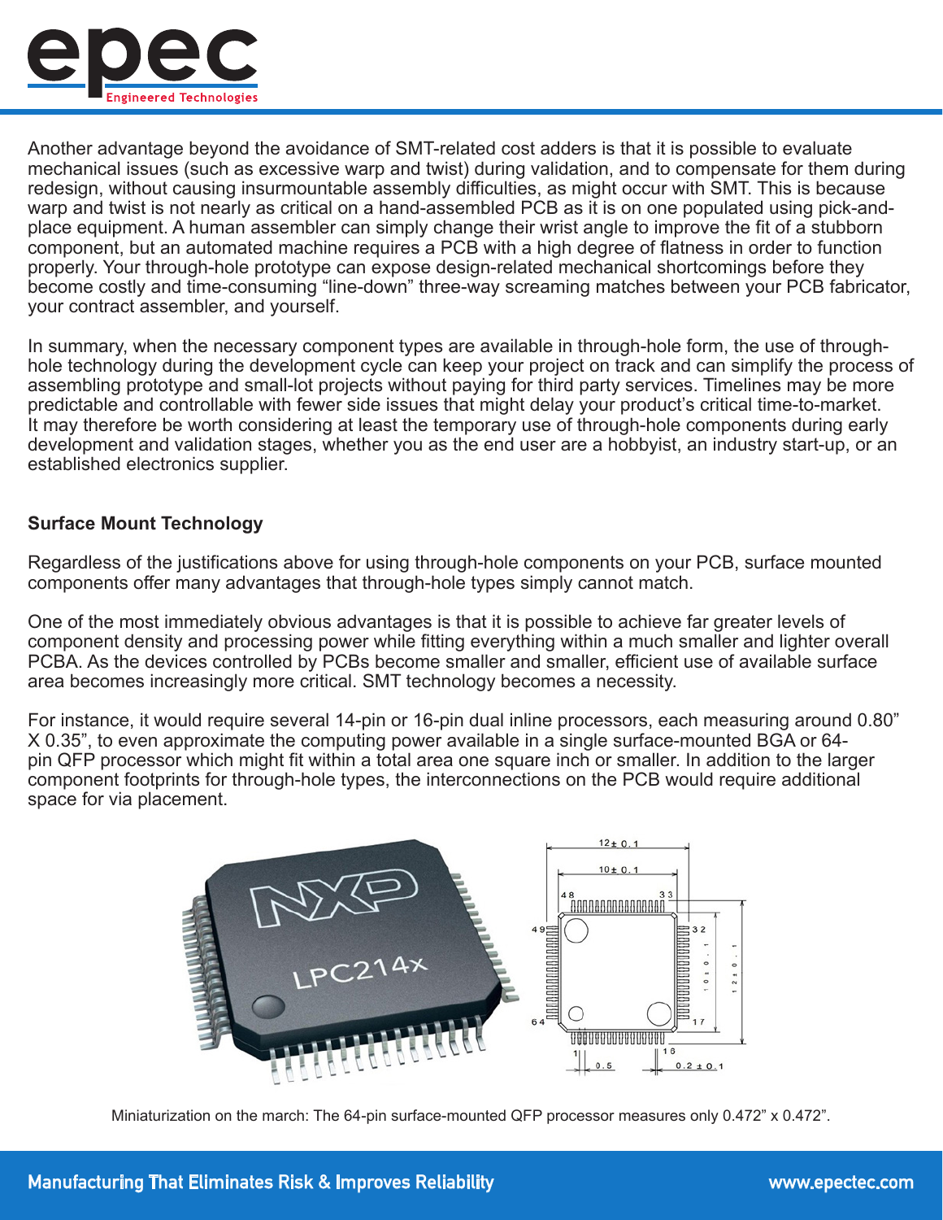Another advantage beyond the avoidance of SMT-related cost adders is that it is possible to evaluate mechanical issues (such as excessive warp and twist) during validation, and to compensate for them during redesign, without causing insurmountable assembly difficulties, as might occur with SMT. This is because warp and twist is not nearly as critical on a hand-assembled PCB as it is on one populated using pick-and-place equipment. A human assembler can simply change their wrist angle to improve the fit of a stubborn component, but an automated machine requires a PCB with a high degree of flatness in order to function properly. Your through-hole prototype can expose design-related mechanical shortcomings before they become costly and time-consuming “line-down” three-way screaming matches between your PCB fabricator, your contract assembler, and yourself.

In summary, when the necessary component types are available in through-hole form, the use of through-hole technology during the development cycle can keep your project on track and can simplify the process of assembling prototype and small-lot projects without paying for third party services. Timelines may be more predictable and controllable with fewer side issues that might delay your product’s critical time-to-market. It may therefore be worth considering at least the temporary use of through-hole components during early development and validation stages, whether you as the end user are a hobbyist, an industry start-up, or an established electronics supplier.

### Surface Mount Technology

Regardless of the justifications above for using through-hole components on your PCB, surface mounted components offer many advantages that through-hole types simply cannot match.

One of the most immediately obvious advantages is that it is possible to achieve far greater levels of component density and processing power while fitting everything within a much smaller and lighter overall PCBA. As the devices controlled by PCBs become smaller and smaller, efficient use of available surface area becomes increasingly more critical. SMT technology becomes a necessity.

For instance, it would require several 14-pin or 16-pin dual inline processors, each measuring around 0.80” X 0.35”, to even approximate the computing power available in a single surface-mounted BGA or 64-pin QFP processor which might fit within a total area one square inch or smaller. In addition to the larger component footprints for through-hole types, the interconnections on the PCB would require additional space for via placement.

Miniaturization on the march: The 64-pin surface-mounted QFP processor measures only 0.472” x 0.472”.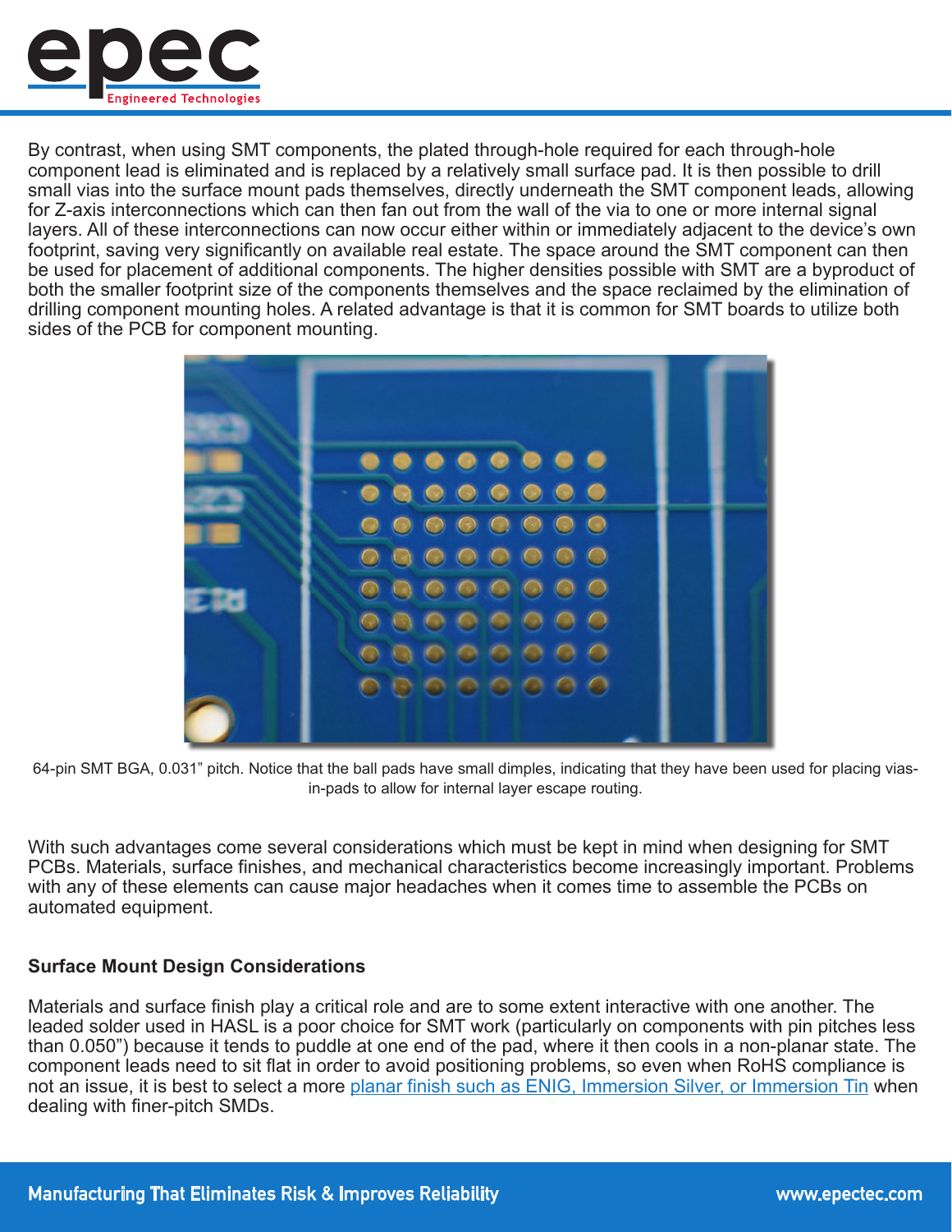By contrast, when using SMT components, the plated through-hole required for each through-hole component lead is eliminated and is replaced by a relatively small surface pad. It is then possible to drill small vias into the surface mount pads themselves, directly underneath the SMT component leads, allowing for Z-axis interconnections which can then fan out from the wall of the via to one or more internal signal layers. All of these interconnections can now occur either within or immediately adjacent to the device's own footprint, saving very significantly on available real estate. The space around the SMT component can then be used for placement of additional components. The higher densities possible with SMT are a byproduct of both the smaller footprint size of the components themselves and the space reclaimed by the elimination of drilling component mounting holes. A related advantage is that it is common for SMT boards to utilize both sides of the PCB for component mounting.

64-pin SMT BGA, 0.031" pitch. Notice that the ball pads have small dimples, indicating that they have been used for placing vias-in-pads to allow for internal layer escape routing.

With such advantages come several considerations which must be kept in mind when designing for SMT PCBs. Materials, surface finishes, and mechanical characteristics become increasingly important. Problems with any of these elements can cause major headaches when it comes time to assemble the PCBs on automated equipment.

### Surface Mount Design Considerations

Materials and surface finish play a critical role and are to some extent interactive with one another. The leaded solder used in HASL is a poor choice for SMT work (particularly on components with pin pitches less than 0.050") because it tends to puddle at one end of the pad, where it then cools in a non-planar state. The component leads need to sit flat in order to avoid positioning problems, so even when RoHS compliance is not an issue, it is best to select a more planar finish such as ENIG, Immersion Silver, or Immersion Tin when dealing with finer-pitch SMDs.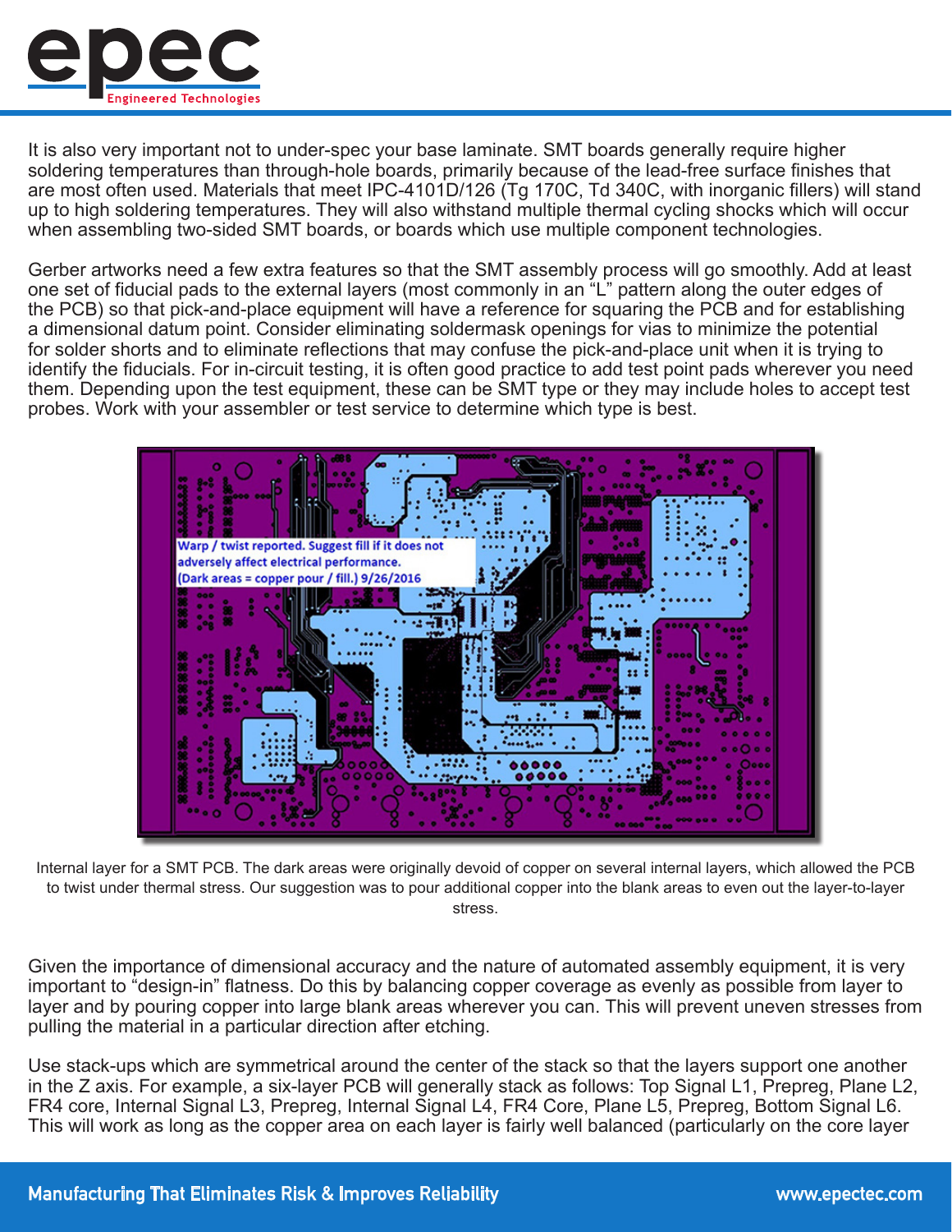It is also very important not to under-spec your base laminate. SMT boards generally require higher soldering temperatures than through-hole boards, primarily because of the lead-free surface finishes that are most often used. Materials that meet IPC-4101D/126 (Tg 170C, Td 340C, with inorganic fillers) will stand up to high soldering temperatures. They will also withstand multiple thermal cycling shocks which will occur when assembling two-sided SMT boards, or boards which use multiple component technologies.

Gerber artworks need a few extra features so that the SMT assembly process will go smoothly. Add at least one set of fiducial pads to the external layers (most commonly in an "L" pattern along the outer edges of the PCB) so that pick-and-place equipment will have a reference for squaring the PCB and for establishing a dimensional datum point. Consider eliminating soldermask openings for vias to minimize the potential for solder shorts and to eliminate reflections that may confuse the pick-and-place unit when it is trying to identify the fiducials. For in-circuit testing, it is often good practice to add test point pads wherever you need them. Depending upon the test equipment, these can be SMT type or they may include holes to accept test probes. Work with your assembler or test service to determine which type is best.

Internal layer for a SMT PCB. The dark areas were originally devoid of copper on several internal layers, which allowed the PCB to twist under thermal stress. Our suggestion was to pour additional copper into the blank areas to even out the layer-to-layer stress.

Given the importance of dimensional accuracy and the nature of automated assembly equipment, it is very important to "design-in" flatness. Do this by balancing copper coverage as evenly as possible from layer to layer and by pouring copper into large blank areas wherever you can. This will prevent uneven stresses from pulling the material in a particular direction after etching.

Use stack-ups which are symmetrical around the center of the stack so that the layers support one another in the Z axis. For example, a six-layer PCB will generally stack as follows: Top Signal L1, Prepreg, Plane L2, FR4 core, Internal Signal L3, Prepreg, Internal Signal L4, FR4 Core, Plane L5, Prepreg, Bottom Signal L6. This will work as long as the copper area on each layer is fairly well balanced (particularly on the core layer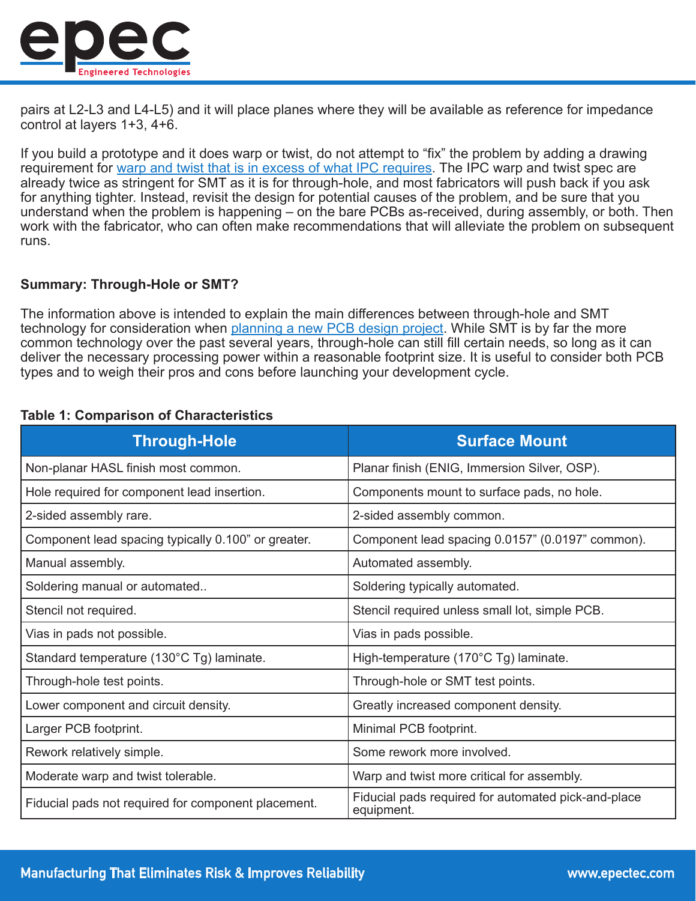pairs at L2-L3 and L4-L5) and it will place planes where they will be available as reference for impedance control at layers 1+3, 4+6.

If you build a prototype and it does warp or twist, do not attempt to "fix" the problem by adding a drawing requirement for warp and twist that is in excess of what IPC requires. The IPC warp and twist spec are already twice as stringent for SMT as it is for through-hole, and most fabricators will push back if you ask for anything tighter. Instead, revisit the design for potential causes of the problem, and be sure that you understand when the problem is happening – on the bare PCBs as-received, during assembly, or both. Then work with the fabricator, who can often make recommendations that will alleviate the problem on subsequent runs.

**Summary: Through-Hole or SMT?**

The information above is intended to explain the main differences between through-hole and SMT technology for consideration when planning a new PCB design project. While SMT is by far the more common technology over the past several years, through-hole can still fill certain needs, so long as it can deliver the necessary processing power within a reasonable footprint size. It is useful to consider both PCB types and to weigh their pros and cons before launching your development cycle.

**Table 1: Comparison of Characteristics**

| Through-Hole | Surface Mount |
|---|---|
| Non-planar HASL finish most common. | Planar finish (ENIG, Immersion Silver, OSP). |
| Hole required for component lead insertion. | Components mount to surface pads, no hole. |
| 2-sided assembly rare. | 2-sided assembly common. |
| Component lead spacing typically 0.100" or greater. | Component lead spacing 0.0157" (0.0197" common). |
| Manual assembly. | Automated assembly. |
| Soldering manual or automated.. | Soldering typically automated. |
| Stencil not required. | Stencil required unless small lot, simple PCB. |
| Vias in pads not possible. | Vias in pads possible. |
| Standard temperature (130°C Tg) laminate. | High-temperature (170°C Tg) laminate. |
| Through-hole test points. | Through-hole or SMT test points. |
| Lower component and circuit density. | Greatly increased component density. |
| Larger PCB footprint. | Minimal PCB footprint. |
| Rework relatively simple. | Some rework more involved. |
| Moderate warp and twist tolerable. | Warp and twist more critical for assembly. |
| Fiducial pads not required for component placement. | Fiducial pads required for automated pick-and-place equipment. |